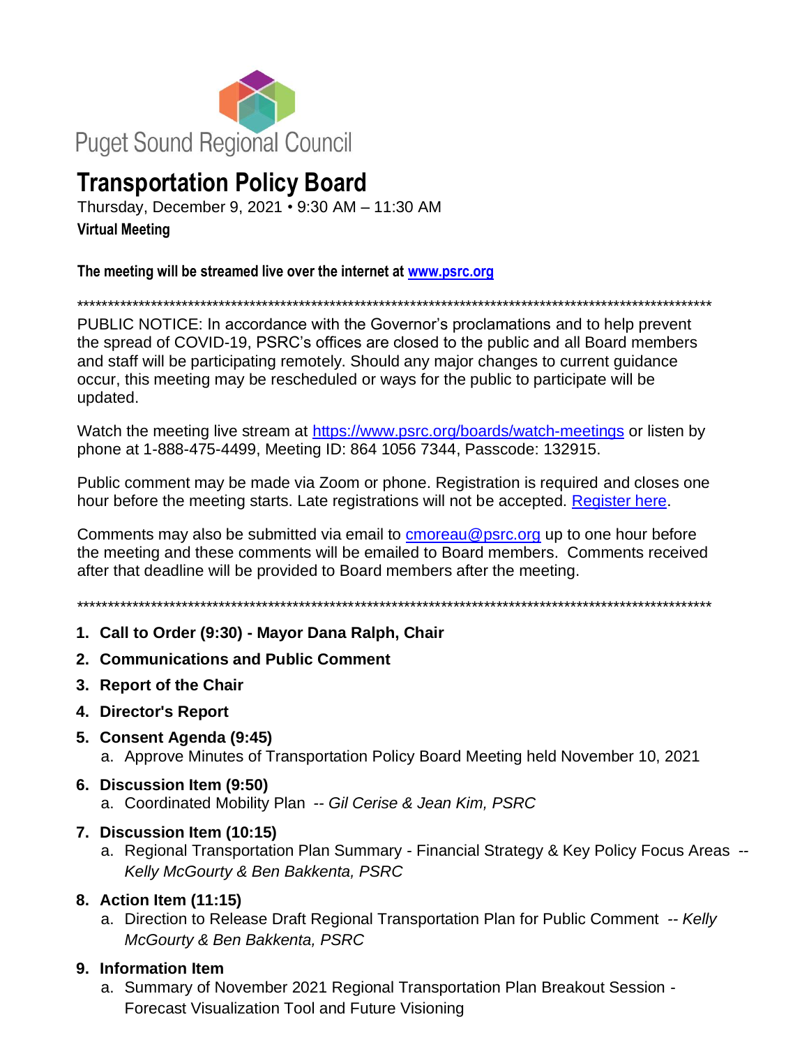Puget Sound Regional Council

# Transportation Policy Board

Thursday, December 9, 2021 • 9:30 AM – 11:30 AM

**Virtual Meeting**

**The meeting will be streamed live over the internet at [www.psrc.org](www.psrc.org)**

***************************************************************************************************************

PUBLIC NOTICE: In accordance with the Governor's proclamations and to help prevent the spread of COVID-19, PSRC's offices are closed to the public and all Board members and staff will be participating remotely. Should any major changes to current guidance occur, this meeting may be rescheduled or ways for the public to participate will be updated.

Watch the meeting live stream at [https://www.psrc.org/boards/watch-meetings](https://www.psrc.org/boards/watch-meetings) or listen by phone at 1-888-475-4499, Meeting ID: 864 1056 7344, Passcode: 132915.

Public comment may be made via Zoom or phone. Registration is required and closes one hour before the meeting starts. Late registrations will not be accepted. Register here.

Comments may also be submitted via email to cmoreau@psrc.org up to one hour before the meeting and these comments will be emailed to Board members. Comments received after that deadline will be provided to Board members after the meeting.

***************************************************************************************************************

1. **Call to Order (9:30) - Mayor Dana Ralph, Chair**
2. **Communications and Public Comment**
3. **Report of the Chair**
4. **Director's Report**
5. **Consent Agenda (9:45)**
   a. Approve Minutes of Transportation Policy Board Meeting held November 10, 2021
6. **Discussion Item (9:50)**
   a. Coordinated Mobility Plan -- *Gil Cerise & Jean Kim, PSRC*
7. **Discussion Item (10:15)**
   a. Regional Transportation Plan Summary - Financial Strategy & Key Policy Focus Areas -- *Kelly McGourty & Ben Bakkenta, PSRC*
8. **Action Item (11:15)**
   a. Direction to Release Draft Regional Transportation Plan for Public Comment -- *Kelly McGourty & Ben Bakkenta, PSRC*
9. **Information Item**
   a. Summary of November 2021 Regional Transportation Plan Breakout Session - Forecast Visualization Tool and Future Visioning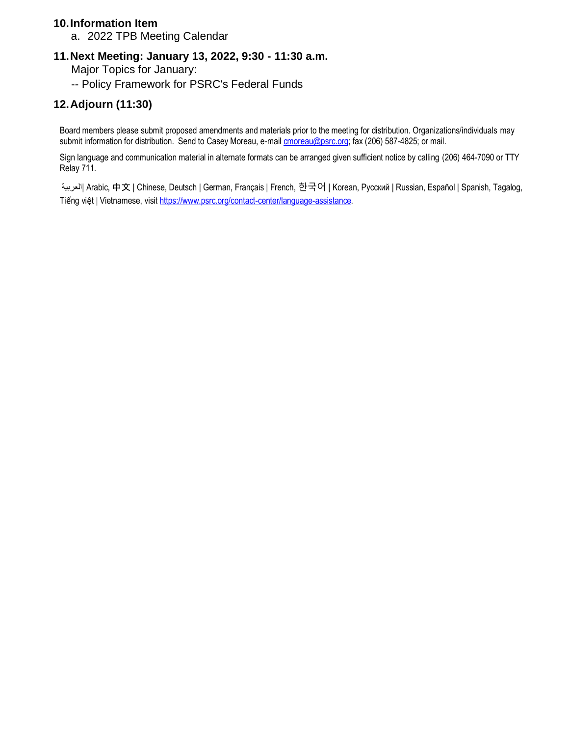**10. Information Item**

a. 2022 TPB Meeting Calendar

**11. Next Meeting: January 13, 2022, 9:30 - 11:30 a.m.**

Major Topics for January:

-- Policy Framework for PSRC's Federal Funds

**12. Adjourn (11:30)**

Board members please submit proposed amendments and materials prior to the meeting for distribution. Organizations/individuals may submit information for distribution. Send to Casey Moreau, e-mail cmoreau@psrc.org; fax (206) 587-4825; or mail.

Sign language and communication material in alternate formats can be arranged given sufficient notice by calling (206) 464-7090 or TTY Relay 711.

العربية | Arabic, 中文 | Chinese, Deutsch | German, Français | French, 한국어 | Korean, Русский | Russian, Español | Spanish, Tagalog, Tiếng việt | Vietnamese, visit https://www.psrc.org/contact-center/language-assistance.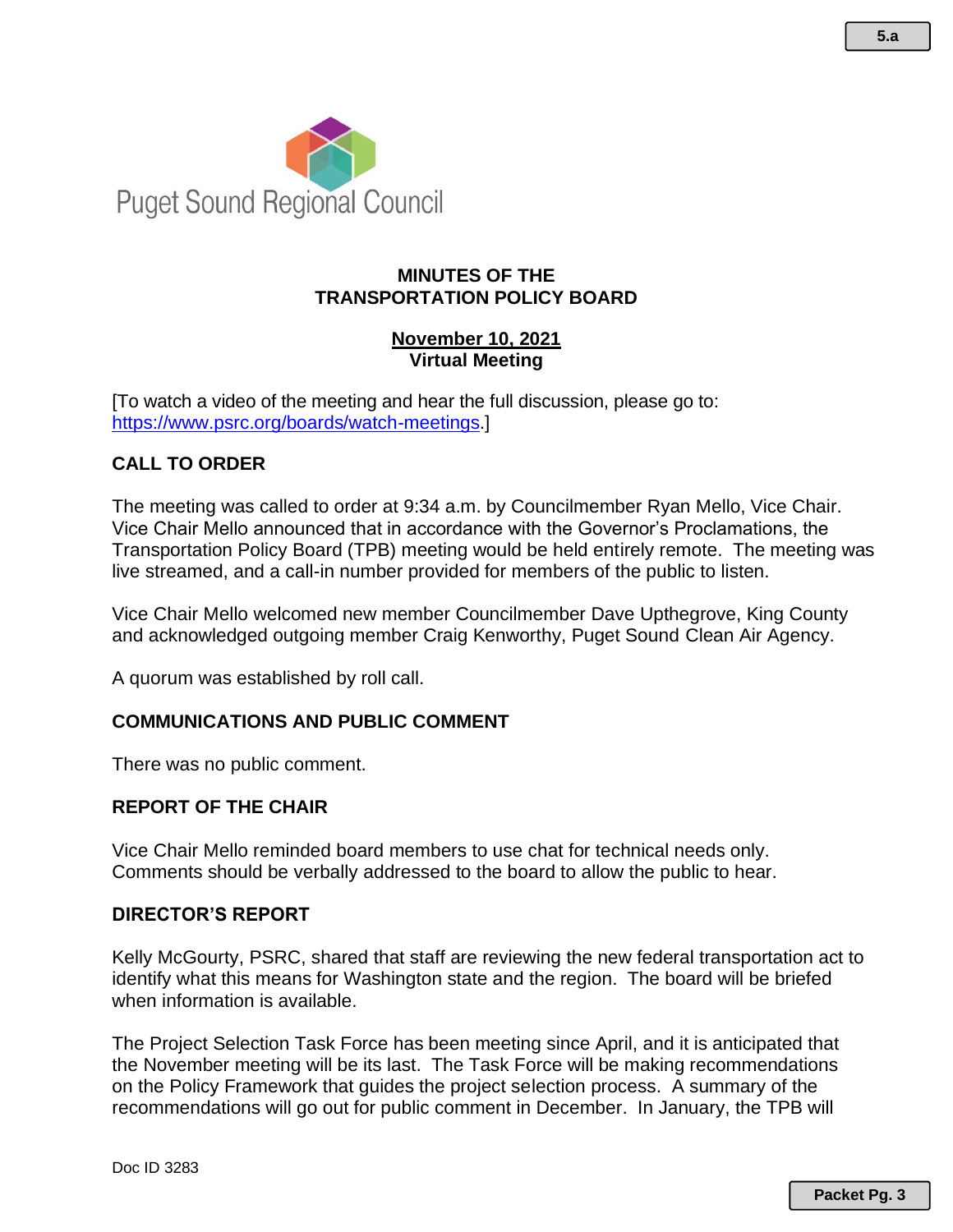Puget Sound Regional Council

**MINUTES OF THE TRANSPORTATION POLICY BOARD**

**November 10, 2021**
**Virtual Meeting**

[To watch a video of the meeting and hear the full discussion, please go to: https://www.psrc.org/boards/watch-meetings.]

## CALL TO ORDER

The meeting was called to order at 9:34 a.m. by Councilmember Ryan Mello, Vice Chair. Vice Chair Mello announced that in accordance with the Governor's Proclamations, the Transportation Policy Board (TPB) meeting would be held entirely remote. The meeting was live streamed, and a call-in number provided for members of the public to listen.

Vice Chair Mello welcomed new member Councilmember Dave Upthegrove, King County and acknowledged outgoing member Craig Kenworthy, Puget Sound Clean Air Agency.

A quorum was established by roll call.

## COMMUNICATIONS AND PUBLIC COMMENT

There was no public comment.

## REPORT OF THE CHAIR

Vice Chair Mello reminded board members to use chat for technical needs only. Comments should be verbally addressed to the board to allow the public to hear.

## DIRECTOR'S REPORT

Kelly McGourty, PSRC, shared that staff are reviewing the new federal transportation act to identify what this means for Washington state and the region. The board will be briefed when information is available.

The Project Selection Task Force has been meeting since April, and it is anticipated that the November meeting will be its last. The Task Force will be making recommendations on the Policy Framework that guides the project selection process. A summary of the recommendations will go out for public comment in December. In January, the TPB will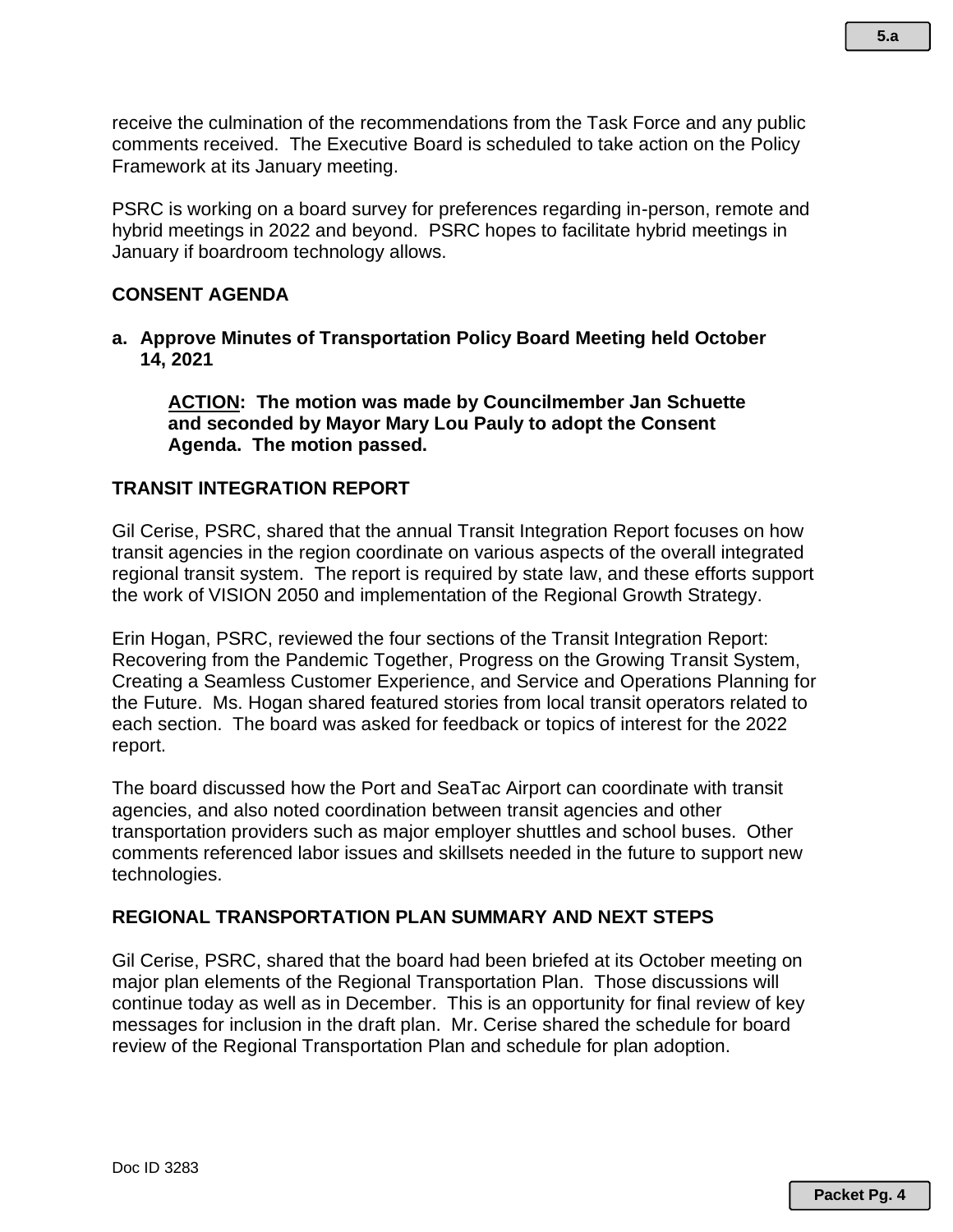receive the culmination of the recommendations from the Task Force and any public comments received. The Executive Board is scheduled to take action on the Policy Framework at its January meeting.

PSRC is working on a board survey for preferences regarding in-person, remote and hybrid meetings in 2022 and beyond. PSRC hopes to facilitate hybrid meetings in January if boardroom technology allows.

## CONSENT AGENDA

**a. Approve Minutes of Transportation Policy Board Meeting held October 14, 2021**

> **ACTION: The motion was made by Councilmember Jan Schuette and seconded by Mayor Mary Lou Pauly to adopt the Consent Agenda. The motion passed.**

## TRANSIT INTEGRATION REPORT

Gil Cerise, PSRC, shared that the annual Transit Integration Report focuses on how transit agencies in the region coordinate on various aspects of the overall integrated regional transit system. The report is required by state law, and these efforts support the work of VISION 2050 and implementation of the Regional Growth Strategy.

Erin Hogan, PSRC, reviewed the four sections of the Transit Integration Report: Recovering from the Pandemic Together, Progress on the Growing Transit System, Creating a Seamless Customer Experience, and Service and Operations Planning for the Future. Ms. Hogan shared featured stories from local transit operators related to each section. The board was asked for feedback or topics of interest for the 2022 report.

The board discussed how the Port and SeaTac Airport can coordinate with transit agencies, and also noted coordination between transit agencies and other transportation providers such as major employer shuttles and school buses. Other comments referenced labor issues and skillsets needed in the future to support new technologies.

## REGIONAL TRANSPORTATION PLAN SUMMARY AND NEXT STEPS

Gil Cerise, PSRC, shared that the board had been briefed at its October meeting on major plan elements of the Regional Transportation Plan. Those discussions will continue today as well as in December. This is an opportunity for final review of key messages for inclusion in the draft plan. Mr. Cerise shared the schedule for board review of the Regional Transportation Plan and schedule for plan adoption.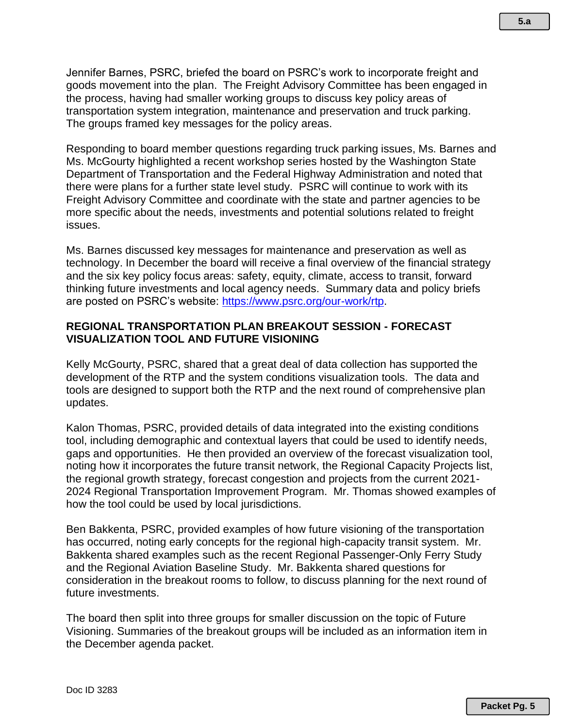Jennifer Barnes, PSRC, briefed the board on PSRC's work to incorporate freight and goods movement into the plan. The Freight Advisory Committee has been engaged in the process, having had smaller working groups to discuss key policy areas of transportation system integration, maintenance and preservation and truck parking. The groups framed key messages for the policy areas.

Responding to board member questions regarding truck parking issues, Ms. Barnes and Ms. McGourty highlighted a recent workshop series hosted by the Washington State Department of Transportation and the Federal Highway Administration and noted that there were plans for a further state level study. PSRC will continue to work with its Freight Advisory Committee and coordinate with the state and partner agencies to be more specific about the needs, investments and potential solutions related to freight issues.

Ms. Barnes discussed key messages for maintenance and preservation as well as technology. In December the board will receive a final overview of the financial strategy and the six key policy focus areas: safety, equity, climate, access to transit, forward thinking future investments and local agency needs. Summary data and policy briefs are posted on PSRC's website: https://www.psrc.org/our-work/rtp.

**REGIONAL TRANSPORTATION PLAN BREAKOUT SESSION - FORECAST VISUALIZATION TOOL AND FUTURE VISIONING**

Kelly McGourty, PSRC, shared that a great deal of data collection has supported the development of the RTP and the system conditions visualization tools. The data and tools are designed to support both the RTP and the next round of comprehensive plan updates.

Kalon Thomas, PSRC, provided details of data integrated into the existing conditions tool, including demographic and contextual layers that could be used to identify needs, gaps and opportunities. He then provided an overview of the forecast visualization tool, noting how it incorporates the future transit network, the Regional Capacity Projects list, the regional growth strategy, forecast congestion and projects from the current 2021-2024 Regional Transportation Improvement Program. Mr. Thomas showed examples of how the tool could be used by local jurisdictions.

Ben Bakkenta, PSRC, provided examples of how future visioning of the transportation has occurred, noting early concepts for the regional high-capacity transit system. Mr. Bakkenta shared examples such as the recent Regional Passenger-Only Ferry Study and the Regional Aviation Baseline Study. Mr. Bakkenta shared questions for consideration in the breakout rooms to follow, to discuss planning for the next round of future investments.

The board then split into three groups for smaller discussion on the topic of Future Visioning. Summaries of the breakout groups will be included as an information item in the December agenda packet.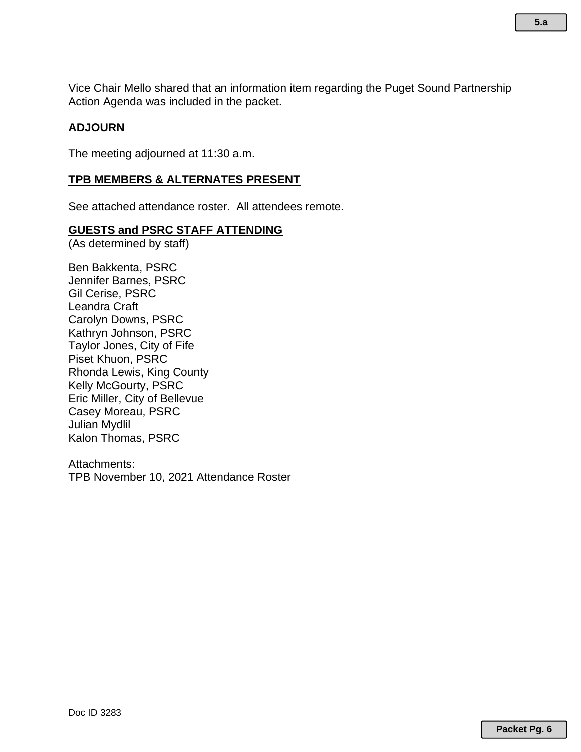Vice Chair Mello shared that an information item regarding the Puget Sound Partnership Action Agenda was included in the packet.

**ADJOURN**

The meeting adjourned at 11:30 a.m.

**TPB MEMBERS & ALTERNATES PRESENT**

See attached attendance roster. All attendees remote.

**GUESTS and PSRC STAFF ATTENDING**
(As determined by staff)

Ben Bakkenta, PSRC
Jennifer Barnes, PSRC
Gil Cerise, PSRC
Leandra Craft
Carolyn Downs, PSRC
Kathryn Johnson, PSRC
Taylor Jones, City of Fife
Piset Khuon, PSRC
Rhonda Lewis, King County
Kelly McGourty, PSRC
Eric Miller, City of Bellevue
Casey Moreau, PSRC
Julian Mydlil
Kalon Thomas, PSRC

Attachments:
TPB November 10, 2021 Attendance Roster

Doc ID 3283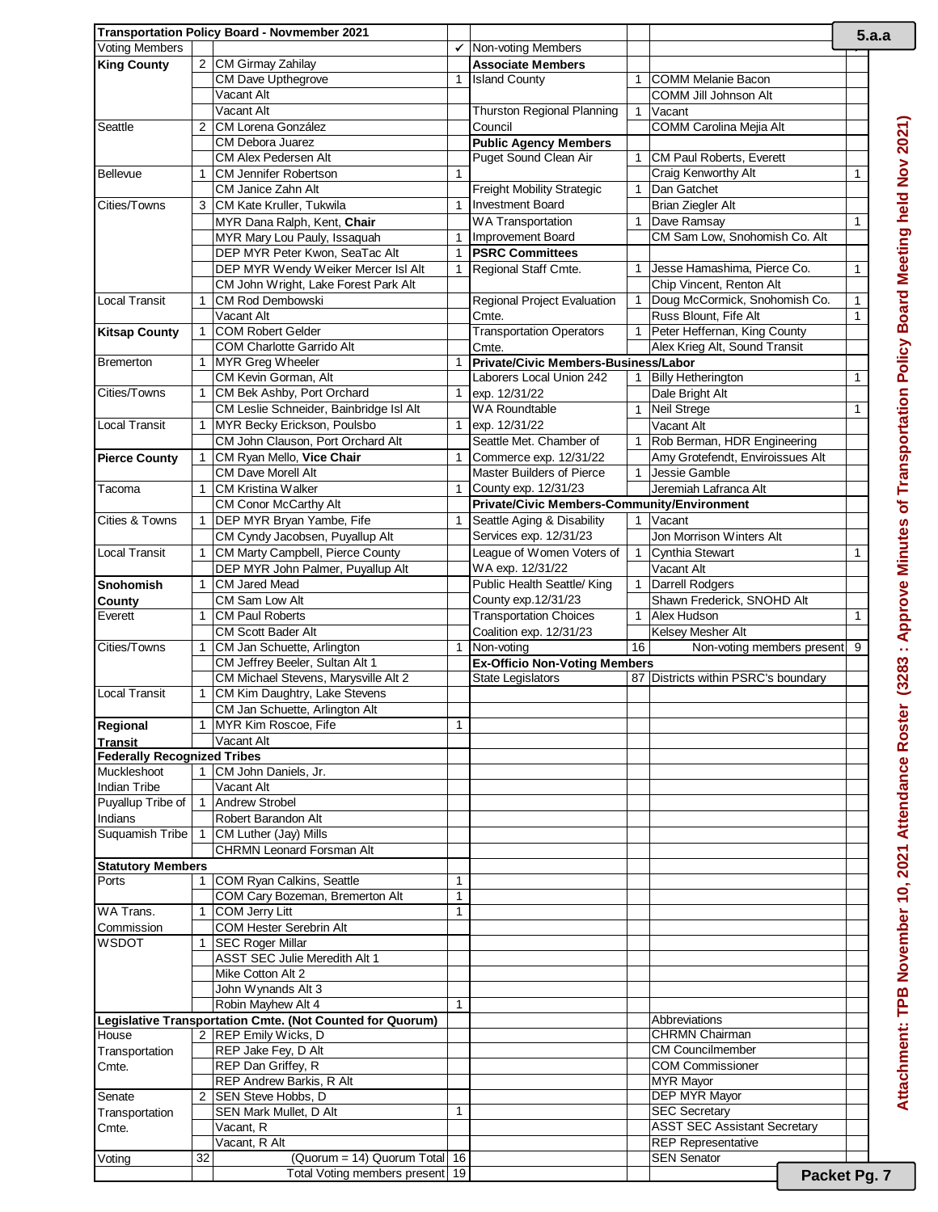| Transportation Policy Board - Novmember 2021 | | | | Non-voting Members | | | |
|---|---|---|---|---|---|---|---|
| Voting Members | | | ✓ | | | | |
| **King County** | 2 | CM Girmay Zahilay | | **Associate Members** | | | |
| | | CM Dave Upthegrove | 1 | Island County | 1 | COMM Melanie Bacon | |
| | | Vacant Alt | | | | COMM Jill Johnson Alt | |
| | | Vacant Alt | | Thurston Regional Planning | 1 | Vacant | |
| Seattle | 2 | CM Lorena González | | Council | | COMM Carolina Mejia Alt | |
| | | CM Debora Juarez | | **Public Agency Members** | | | |
| | | CM Alex Pedersen Alt | | Puget Sound Clean Air | 1 | CM Paul Roberts, Everett | |
| Bellevue | 1 | CM Jennifer Robertson | 1 | | | Craig Kenworthy Alt | 1 |
| | | CM Janice Zahn Alt | | Freight Mobility Strategic | 1 | Dan Gatchet | |
| Cities/Towns | 3 | CM Kate Kruller, Tukwila | 1 | Investment Board | | Brian Ziegler Alt | |
| | | MYR Dana Ralph, Kent, **Chair** | | WA Transportation | 1 | Dave Ramsay | 1 |
| | | MYR Mary Lou Pauly, Issaquah | 1 | Improvement Board | | CM Sam Low, Snohomish Co. Alt | |
| | | DEP MYR Peter Kwon, SeaTac Alt | 1 | **PSRC Committees** | | | |
| | | DEP MYR Wendy Weiker Mercer Isl Alt | 1 | Regional Staff Cmte. | 1 | Jesse Hamashima, Pierce Co. | 1 |
| | | CM John Wright, Lake Forest Park Alt | | | | Chip Vincent, Renton Alt | |
| Local Transit | 1 | CM Rod Dembowski | | Regional Project Evaluation | 1 | Doug McCormick, Snohomish Co. | 1 |
| | | Vacant Alt | | Cmte. | | Russ Blount, Fife Alt | 1 |
| **Kitsap County** | 1 | COM Robert Gelder | | Transportation Operators | 1 | Peter Heffernan, King County | |
| | | COM Charlotte Garrido Alt | | Cmte. | | Alex Krieg Alt, Sound Transit | |
| Bremerton | 1 | MYR Greg Wheeler | 1 | **Private/Civic Members-Business/Labor** | | | |
| | | CM Kevin Gorman, Alt | | Laborers Local Union 242 | 1 | Billy Hetherington | 1 |
| Cities/Towns | 1 | CM Bek Ashby, Port Orchard | 1 | exp. 12/31/22 | | Dale Bright Alt | |
| | | CM Leslie Schneider, Bainbridge Isl Alt | | WA Roundtable | 1 | Neil Strege | 1 |
| Local Transit | 1 | MYR Becky Erickson, Poulsbo | 1 | exp. 12/31/22 | | Vacant Alt | |
| | | CM John Clauson, Port Orchard Alt | | Seattle Met. Chamber of | 1 | Rob Berman, HDR Engineering | |
| **Pierce County** | 1 | CM Ryan Mello, **Vice Chair** | 1 | Commerce exp. 12/31/22 | | Amy Grotefendt, Enviroissues Alt | |
| | | CM Dave Morell Alt | | Master Builders of Pierce | 1 | Jessie Gamble | |
| Tacoma | 1 | CM Kristina Walker | 1 | County exp. 12/31/23 | | Jeremiah Lafranca Alt | |
| | | CM Conor McCarthy Alt | | **Private/Civic Members-Community/Environment** | | | |
| Cities & Towns | 1 | DEP MYR Bryan Yambe, Fife | 1 | Seattle Aging & Disability | 1 | Vacant | |
| | | CM Cyndy Jacobsen, Puyallup Alt | | Services exp. 12/31/23 | | Jon Morrison Winters Alt | |
| Local Transit | 1 | CM Marty Campbell, Pierce County | | League of Women Voters of | 1 | Cynthia Stewart | 1 |
| | | DEP MYR John Palmer, Puyallup Alt | | WA exp. 12/31/22 | | Vacant Alt | |
| **Snohomish County** | 1 | CM Jared Mead | | Public Health Seattle/ King | 1 | Darrell Rodgers | |
| | | CM Sam Low Alt | | County exp.12/31/23 | | Shawn Frederick, SNOHD Alt | |
| Everett | 1 | CM Paul Roberts | | Transportation Choices | 1 | Alex Hudson | 1 |
| | | CM Scott Bader Alt | | Coalition exp. 12/31/23 | | Kelsey Mesher Alt | |
| Cities/Towns | 1 | CM Jan Schuette, Arlington | 1 | Non-voting | 16 | Non-voting members present | 9 |
| | | CM Jeffrey Beeler, Sultan Alt 1 | | **Ex-Officio Non-Voting Members** | | | |
| | | CM Michael Stevens, Marysville Alt 2 | | State Legislators | 87 | Districts within PSRC's boundary | |
| Local Transit | 1 | CM Kim Daughtry, Lake Stevens | | | | | |
| | | CM Jan Schuette, Arlington Alt | | | | | |
| **Regional Transit** | 1 | MYR Kim Roscoe, Fife | 1 | | | | |
| | | Vacant Alt | | | | | |
| **Federally Recognized Tribes** | | | | | | | |
| Muckleshoot Indian Tribe | 1 | CM John Daniels, Jr. | | | | | |
| | | Vacant Alt | | | | | |
| Puyallup Tribe of Indians | 1 | Andrew Strobel | | | | | |
| | | Robert Barandon Alt | | | | | |
| Suquamish Tribe | 1 | CM Luther (Jay) Mills | | | | | |
| | | CHRMN Leonard Forsman Alt | | | | | |
| **Statutory Members** | | | | | | | |
| Ports | 1 | COM Ryan Calkins, Seattle | 1 | | | | |
| | | COM Cary Bozeman, Bremerton Alt | 1 | | | | |
| WA Trans. Commission | 1 | COM Jerry Litt | 1 | | | | |
| | | COM Hester Serebrin Alt | | | | | |
| WSDOT | 1 | SEC Roger Millar | | | | | |
| | | ASST SEC Julie Meredith Alt 1 | | | | | |
| | | Mike Cotton Alt 2 | | | | | |
| | | John Wynands Alt 3 | | | | | |
| | | Robin Mayhew Alt 4 | 1 | | | | |
| **Legislative Transportation Cmte. (Not Counted for Quorum)** | | | | | | Abbreviations | |
| House Transportation Cmte. | 2 | REP Emily Wicks, D | | | | CHRMN Chairman | |
| | | REP Jake Fey, D Alt | | | | CM Councilmember | |
| | | REP Dan Griffey, R | | | | COM Commissioner | |
| | | REP Andrew Barkis, R Alt | | | | MYR Mayor | |
| Senate Transportation Cmte. | 2 | SEN Steve Hobbs, D | | | | DEP MYR Mayor | |
| | | SEN Mark Mullet, D Alt | 1 | | | SEC Secretary | |
| | | Vacant, R | | | | ASST SEC Assistant Secretary | |
| | | Vacant, R Alt | | | | REP Representative | |
| Voting | 32 | (Quorum = 14) Quorum Total | 16 | | | SEN Senator | |
| | | Total Voting members present | 19 | | | | |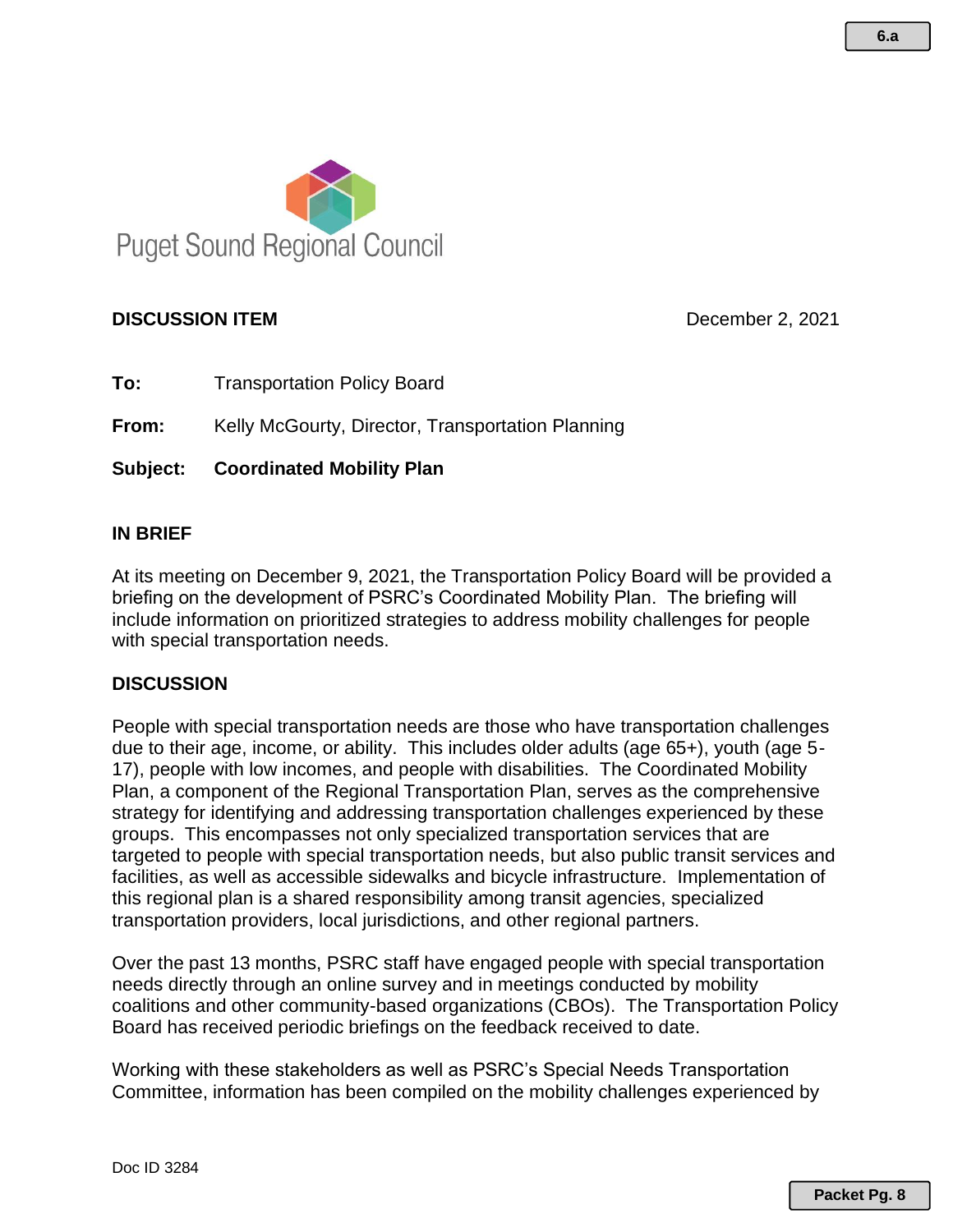Puget Sound Regional Council

**DISCUSSION ITEM** December 2, 2021

**To:** Transportation Policy Board

**From:** Kelly McGourty, Director, Transportation Planning

**Subject:** **Coordinated Mobility Plan**

## IN BRIEF

At its meeting on December 9, 2021, the Transportation Policy Board will be provided a briefing on the development of PSRC's Coordinated Mobility Plan. The briefing will include information on prioritized strategies to address mobility challenges for people with special transportation needs.

## DISCUSSION

People with special transportation needs are those who have transportation challenges due to their age, income, or ability. This includes older adults (age 65+), youth (age 5-17), people with low incomes, and people with disabilities. The Coordinated Mobility Plan, a component of the Regional Transportation Plan, serves as the comprehensive strategy for identifying and addressing transportation challenges experienced by these groups. This encompasses not only specialized transportation services that are targeted to people with special transportation needs, but also public transit services and facilities, as well as accessible sidewalks and bicycle infrastructure. Implementation of this regional plan is a shared responsibility among transit agencies, specialized transportation providers, local jurisdictions, and other regional partners.

Over the past 13 months, PSRC staff have engaged people with special transportation needs directly through an online survey and in meetings conducted by mobility coalitions and other community-based organizations (CBOs). The Transportation Policy Board has received periodic briefings on the feedback received to date.

Working with these stakeholders as well as PSRC's Special Needs Transportation Committee, information has been compiled on the mobility challenges experienced by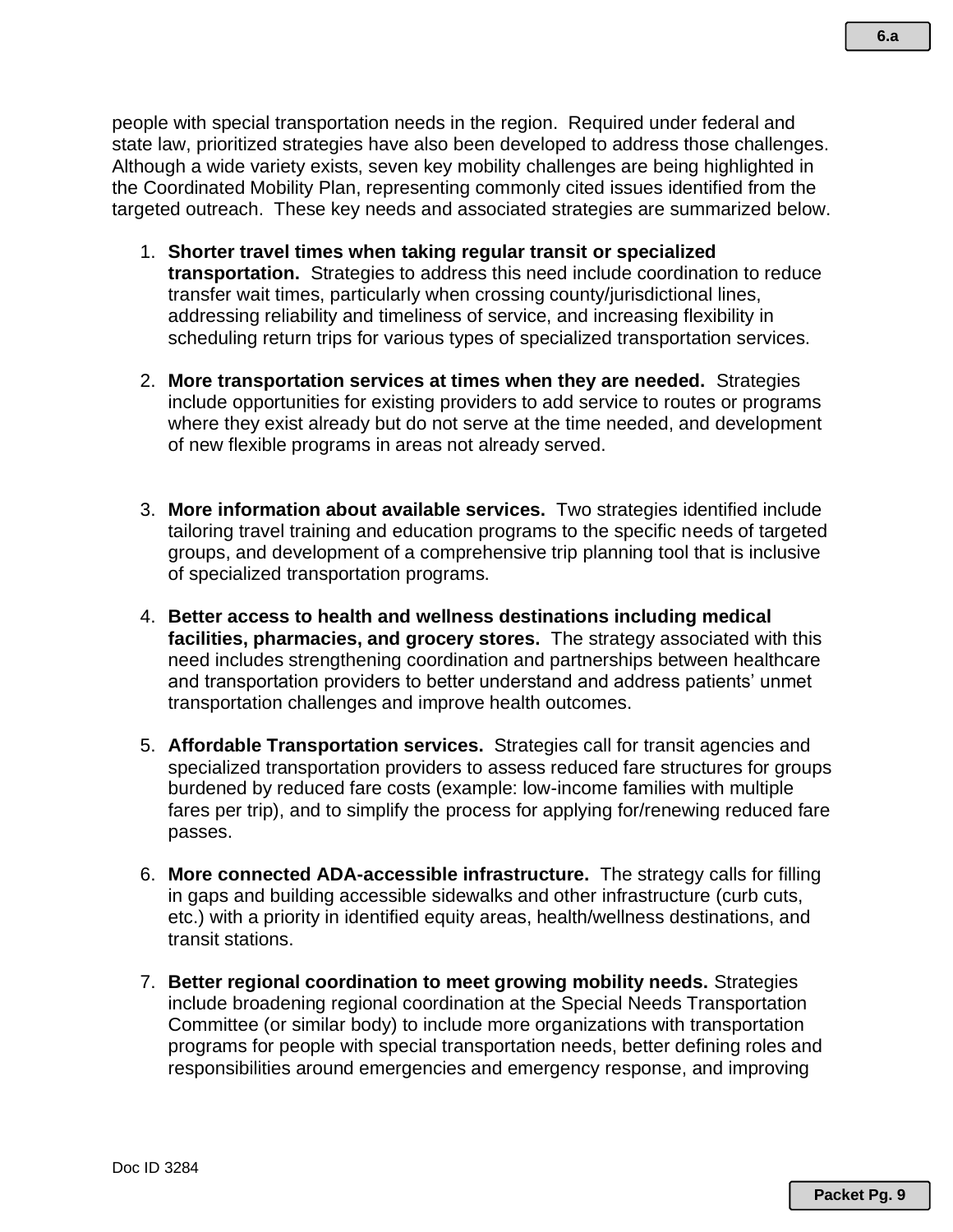people with special transportation needs in the region. Required under federal and state law, prioritized strategies have also been developed to address those challenges. Although a wide variety exists, seven key mobility challenges are being highlighted in the Coordinated Mobility Plan, representing commonly cited issues identified from the targeted outreach. These key needs and associated strategies are summarized below.

1. **Shorter travel times when taking regular transit or specialized transportation.** Strategies to address this need include coordination to reduce transfer wait times, particularly when crossing county/jurisdictional lines, addressing reliability and timeliness of service, and increasing flexibility in scheduling return trips for various types of specialized transportation services.

2. **More transportation services at times when they are needed.** Strategies include opportunities for existing providers to add service to routes or programs where they exist already but do not serve at the time needed, and development of new flexible programs in areas not already served.

3. **More information about available services.** Two strategies identified include tailoring travel training and education programs to the specific needs of targeted groups, and development of a comprehensive trip planning tool that is inclusive of specialized transportation programs.

4. **Better access to health and wellness destinations including medical facilities, pharmacies, and grocery stores.** The strategy associated with this need includes strengthening coordination and partnerships between healthcare and transportation providers to better understand and address patients' unmet transportation challenges and improve health outcomes.

5. **Affordable Transportation services.** Strategies call for transit agencies and specialized transportation providers to assess reduced fare structures for groups burdened by reduced fare costs (example: low-income families with multiple fares per trip), and to simplify the process for applying for/renewing reduced fare passes.

6. **More connected ADA-accessible infrastructure.** The strategy calls for filling in gaps and building accessible sidewalks and other infrastructure (curb cuts, etc.) with a priority in identified equity areas, health/wellness destinations, and transit stations.

7. **Better regional coordination to meet growing mobility needs.** Strategies include broadening regional coordination at the Special Needs Transportation Committee (or similar body) to include more organizations with transportation programs for people with special transportation needs, better defining roles and responsibilities around emergencies and emergency response, and improving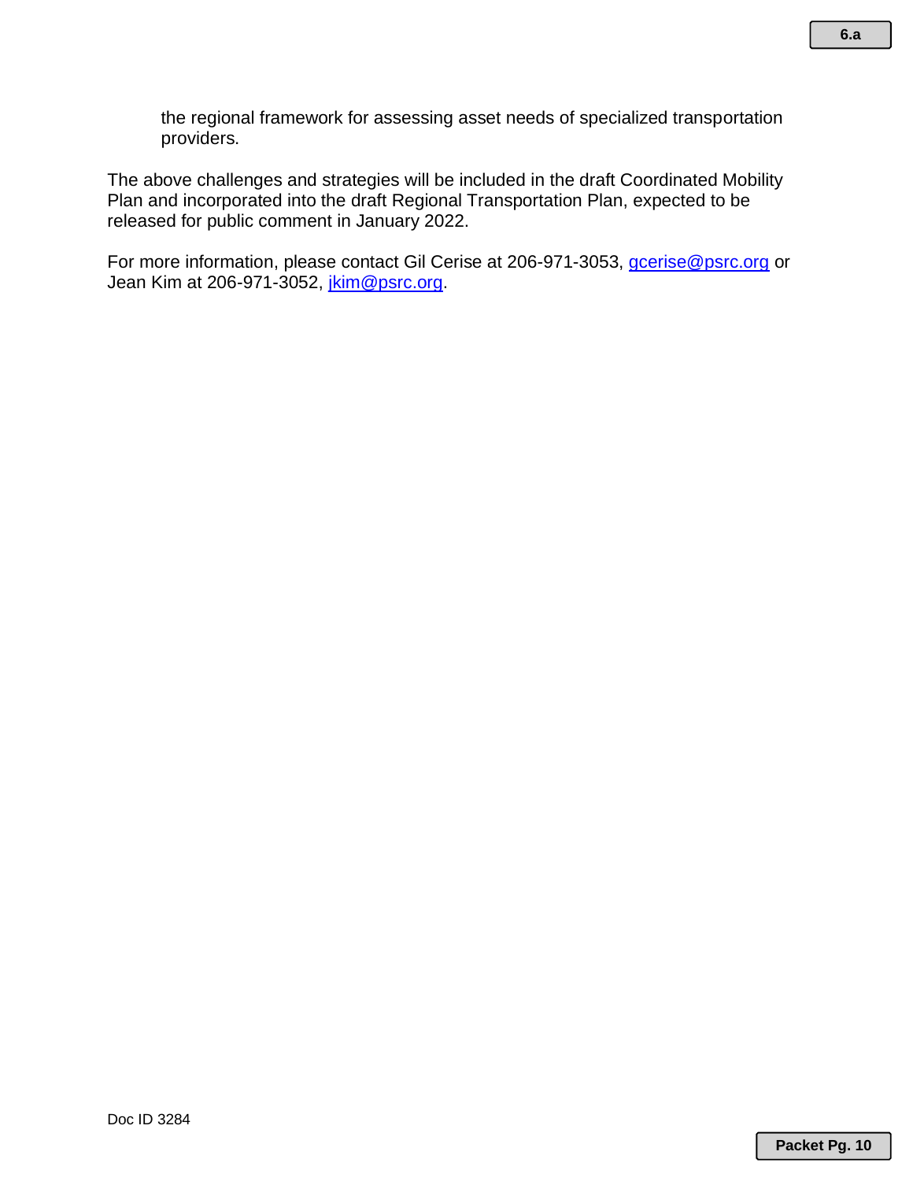the regional framework for assessing asset needs of specialized transportation providers.

The above challenges and strategies will be included in the draft Coordinated Mobility Plan and incorporated into the draft Regional Transportation Plan, expected to be released for public comment in January 2022.

For more information, please contact Gil Cerise at 206-971-3053, [gcerise@psrc.org](mailto:gcerise@psrc.org) or Jean Kim at 206-971-3052, [jkim@psrc.org](mailto:jkim@psrc.org).

Doc ID 3284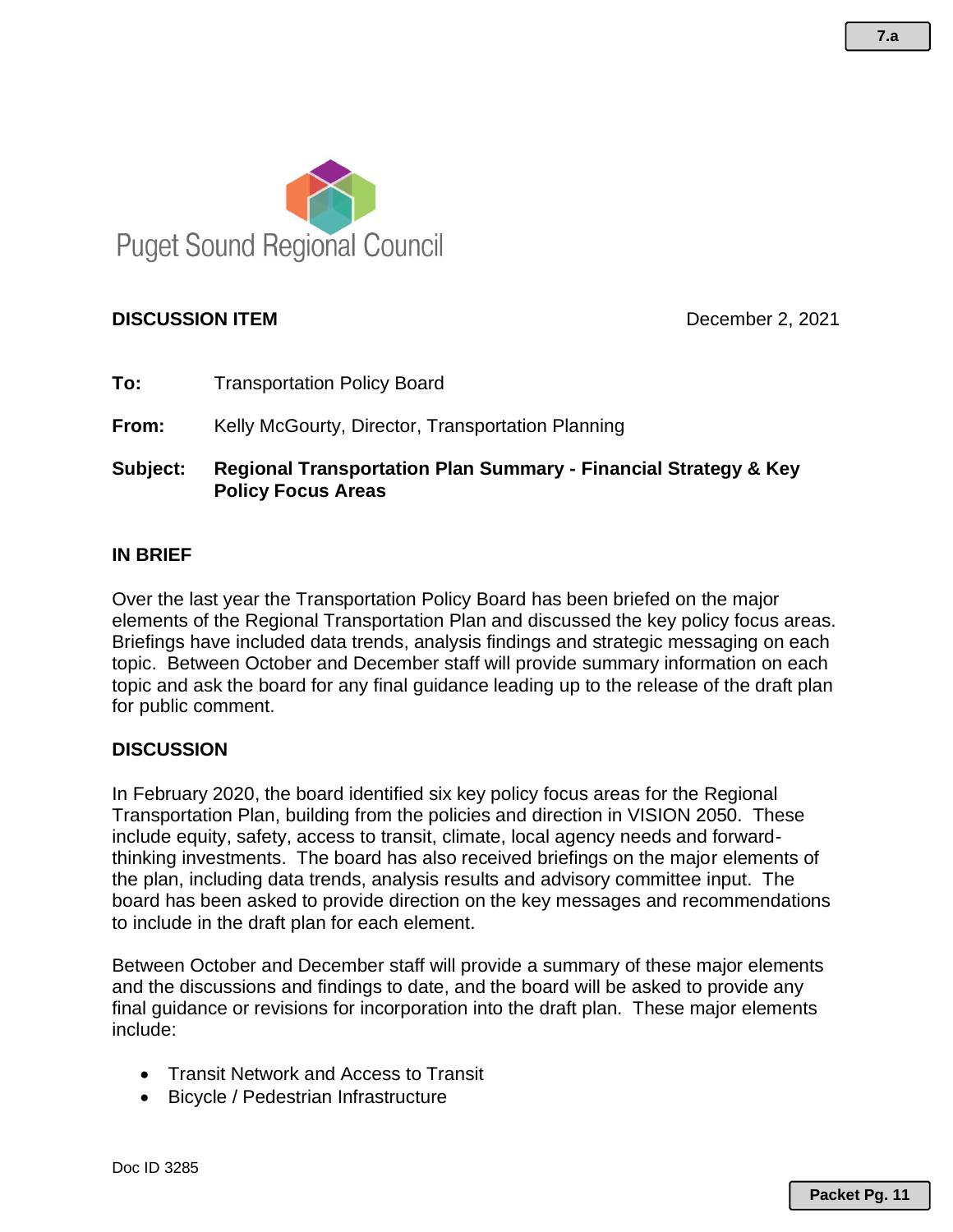Puget Sound Regional Council

**DISCUSSION ITEM** December 2, 2021

**To:** Transportation Policy Board

**From:** Kelly McGourty, Director, Transportation Planning

**Subject:** **Regional Transportation Plan Summary - Financial Strategy & Key Policy Focus Areas**

## IN BRIEF

Over the last year the Transportation Policy Board has been briefed on the major elements of the Regional Transportation Plan and discussed the key policy focus areas. Briefings have included data trends, analysis findings and strategic messaging on each topic. Between October and December staff will provide summary information on each topic and ask the board for any final guidance leading up to the release of the draft plan for public comment.

## DISCUSSION

In February 2020, the board identified six key policy focus areas for the Regional Transportation Plan, building from the policies and direction in VISION 2050. These include equity, safety, access to transit, climate, local agency needs and forward-thinking investments. The board has also received briefings on the major elements of the plan, including data trends, analysis results and advisory committee input. The board has been asked to provide direction on the key messages and recommendations to include in the draft plan for each element.

Between October and December staff will provide a summary of these major elements and the discussions and findings to date, and the board will be asked to provide any final guidance or revisions for incorporation into the draft plan. These major elements include:

- Transit Network and Access to Transit
- Bicycle / Pedestrian Infrastructure

Doc ID 3285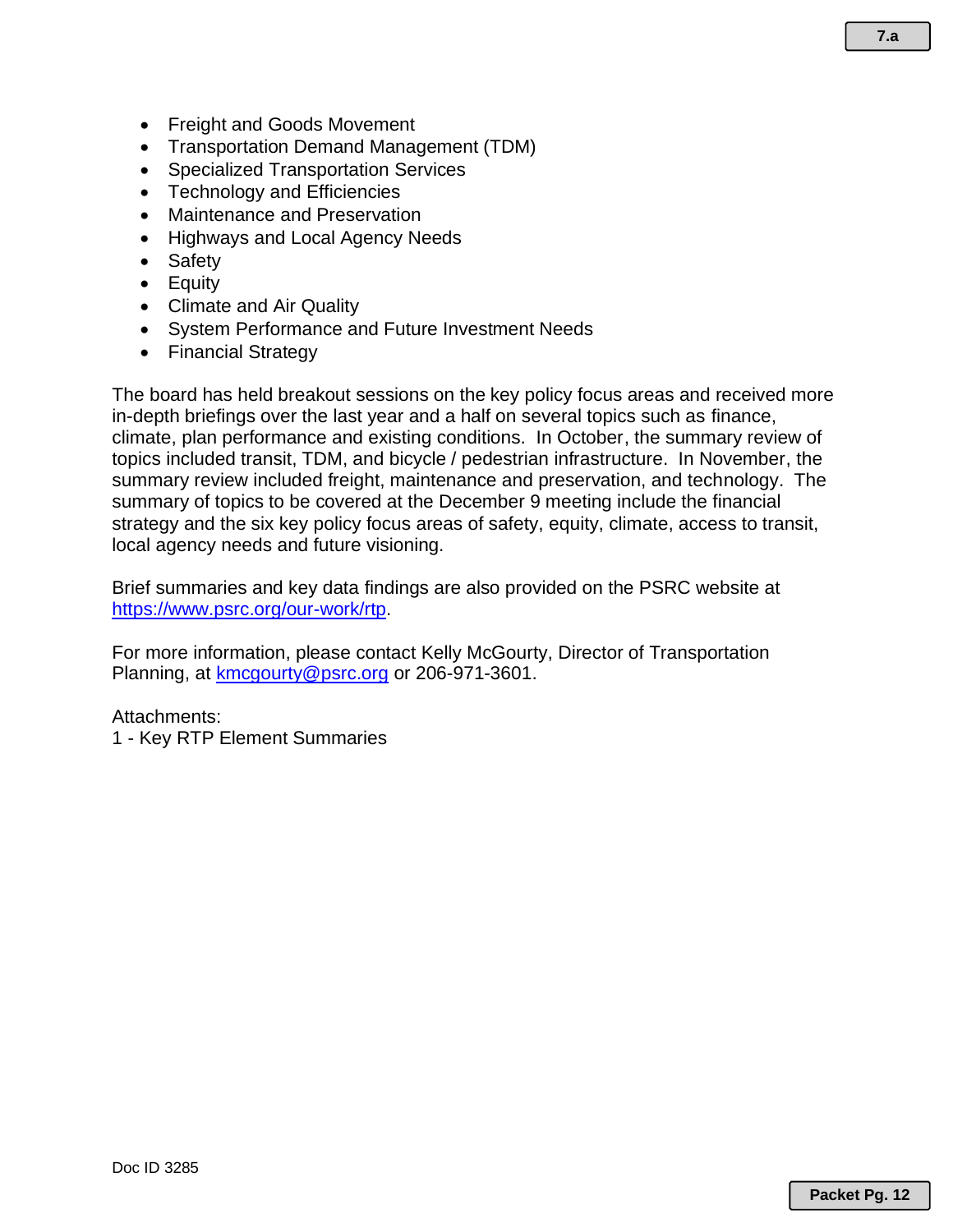- Freight and Goods Movement
- Transportation Demand Management (TDM)
- Specialized Transportation Services
- Technology and Efficiencies
- Maintenance and Preservation
- Highways and Local Agency Needs
- Safety
- Equity
- Climate and Air Quality
- System Performance and Future Investment Needs
- Financial Strategy

The board has held breakout sessions on the key policy focus areas and received more in-depth briefings over the last year and a half on several topics such as finance, climate, plan performance and existing conditions. In October, the summary review of topics included transit, TDM, and bicycle / pedestrian infrastructure. In November, the summary review included freight, maintenance and preservation, and technology. The summary of topics to be covered at the December 9 meeting include the financial strategy and the six key policy focus areas of safety, equity, climate, access to transit, local agency needs and future visioning.

Brief summaries and key data findings are also provided on the PSRC website at [https://www.psrc.org/our-work/rtp](https://www.psrc.org/our-work/rtp).

For more information, please contact Kelly McGourty, Director of Transportation Planning, at [kmcgourty@psrc.org](mailto:kmcgourty@psrc.org) or 206-971-3601.

Attachments:
1 - Key RTP Element Summaries

Doc ID 3285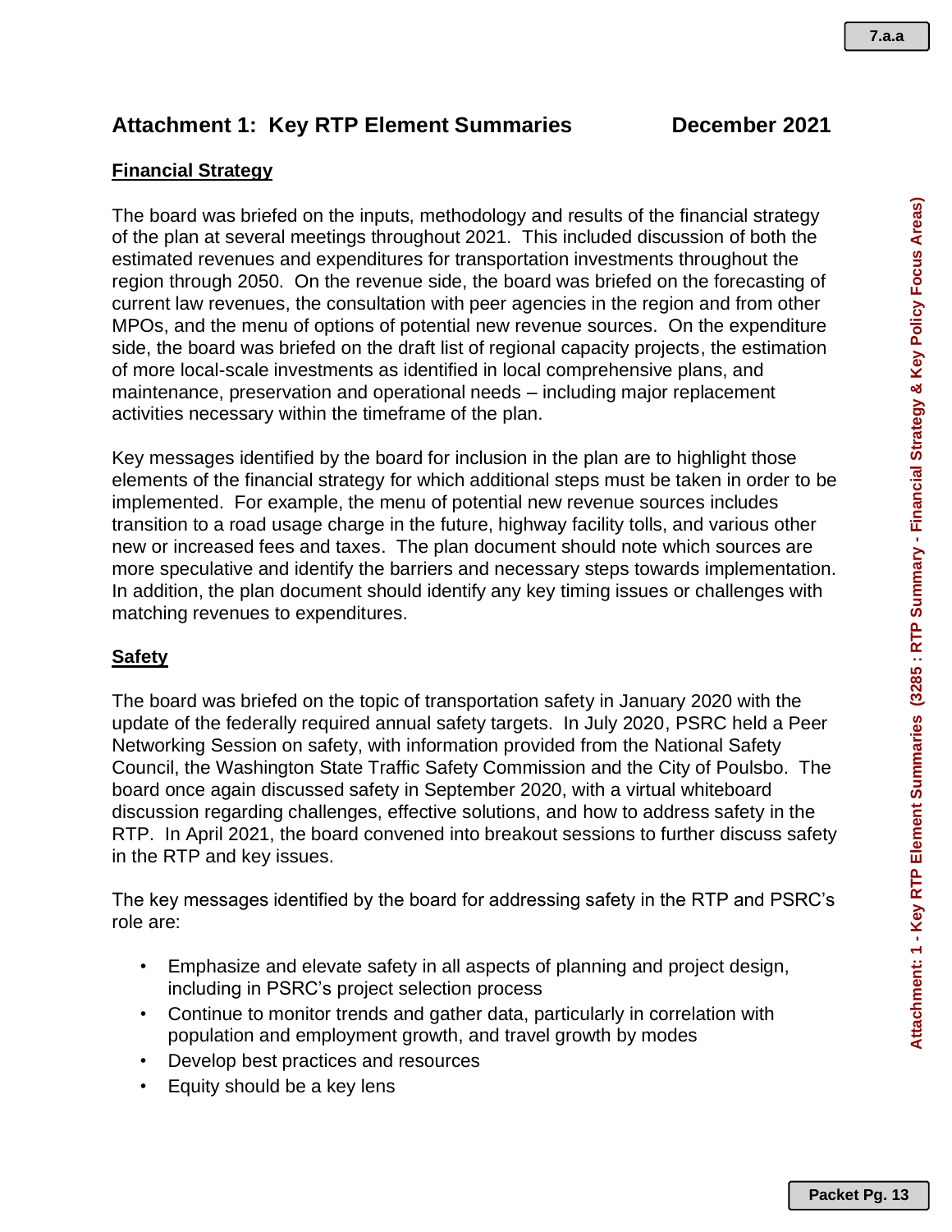# Attachment 1: Key RTP Element Summaries December 2021

## Financial Strategy

The board was briefed on the inputs, methodology and results of the financial strategy of the plan at several meetings throughout 2021. This included discussion of both the estimated revenues and expenditures for transportation investments throughout the region through 2050. On the revenue side, the board was briefed on the forecasting of current law revenues, the consultation with peer agencies in the region and from other MPOs, and the menu of options of potential new revenue sources. On the expenditure side, the board was briefed on the draft list of regional capacity projects, the estimation of more local-scale investments as identified in local comprehensive plans, and maintenance, preservation and operational needs – including major replacement activities necessary within the timeframe of the plan.

Key messages identified by the board for inclusion in the plan are to highlight those elements of the financial strategy for which additional steps must be taken in order to be implemented. For example, the menu of potential new revenue sources includes transition to a road usage charge in the future, highway facility tolls, and various other new or increased fees and taxes. The plan document should note which sources are more speculative and identify the barriers and necessary steps towards implementation. In addition, the plan document should identify any key timing issues or challenges with matching revenues to expenditures.

## Safety

The board was briefed on the topic of transportation safety in January 2020 with the update of the federally required annual safety targets. In July 2020, PSRC held a Peer Networking Session on safety, with information provided from the National Safety Council, the Washington State Traffic Safety Commission and the City of Poulsbo. The board once again discussed safety in September 2020, with a virtual whiteboard discussion regarding challenges, effective solutions, and how to address safety in the RTP. In April 2021, the board convened into breakout sessions to further discuss safety in the RTP and key issues.

The key messages identified by the board for addressing safety in the RTP and PSRC's role are:

- Emphasize and elevate safety in all aspects of planning and project design, including in PSRC's project selection process
- Continue to monitor trends and gather data, particularly in correlation with population and employment growth, and travel growth by modes
- Develop best practices and resources
- Equity should be a key lens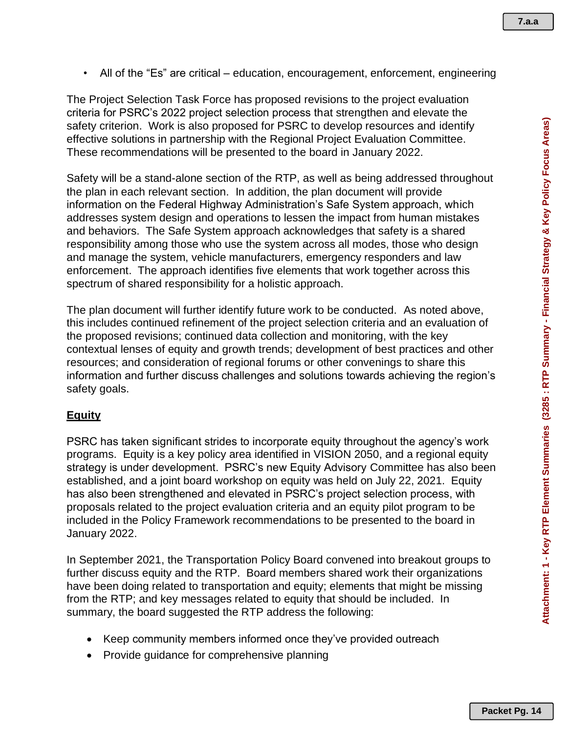- All of the "Es" are critical – education, encouragement, enforcement, engineering

The Project Selection Task Force has proposed revisions to the project evaluation criteria for PSRC's 2022 project selection process that strengthen and elevate the safety criterion. Work is also proposed for PSRC to develop resources and identify effective solutions in partnership with the Regional Project Evaluation Committee. These recommendations will be presented to the board in January 2022.

Safety will be a stand-alone section of the RTP, as well as being addressed throughout the plan in each relevant section. In addition, the plan document will provide information on the Federal Highway Administration's Safe System approach, which addresses system design and operations to lessen the impact from human mistakes and behaviors. The Safe System approach acknowledges that safety is a shared responsibility among those who use the system across all modes, those who design and manage the system, vehicle manufacturers, emergency responders and law enforcement. The approach identifies five elements that work together across this spectrum of shared responsibility for a holistic approach.

The plan document will further identify future work to be conducted. As noted above, this includes continued refinement of the project selection criteria and an evaluation of the proposed revisions; continued data collection and monitoring, with the key contextual lenses of equity and growth trends; development of best practices and other resources; and consideration of regional forums or other convenings to share this information and further discuss challenges and solutions towards achieving the region's safety goals.

## Equity

PSRC has taken significant strides to incorporate equity throughout the agency's work programs. Equity is a key policy area identified in VISION 2050, and a regional equity strategy is under development. PSRC's new Equity Advisory Committee has also been established, and a joint board workshop on equity was held on July 22, 2021. Equity has also been strengthened and elevated in PSRC's project selection process, with proposals related to the project evaluation criteria and an equity pilot program to be included in the Policy Framework recommendations to be presented to the board in January 2022.

In September 2021, the Transportation Policy Board convened into breakout groups to further discuss equity and the RTP. Board members shared work their organizations have been doing related to transportation and equity; elements that might be missing from the RTP; and key messages related to equity that should be included. In summary, the board suggested the RTP address the following:

- Keep community members informed once they've provided outreach
- Provide guidance for comprehensive planning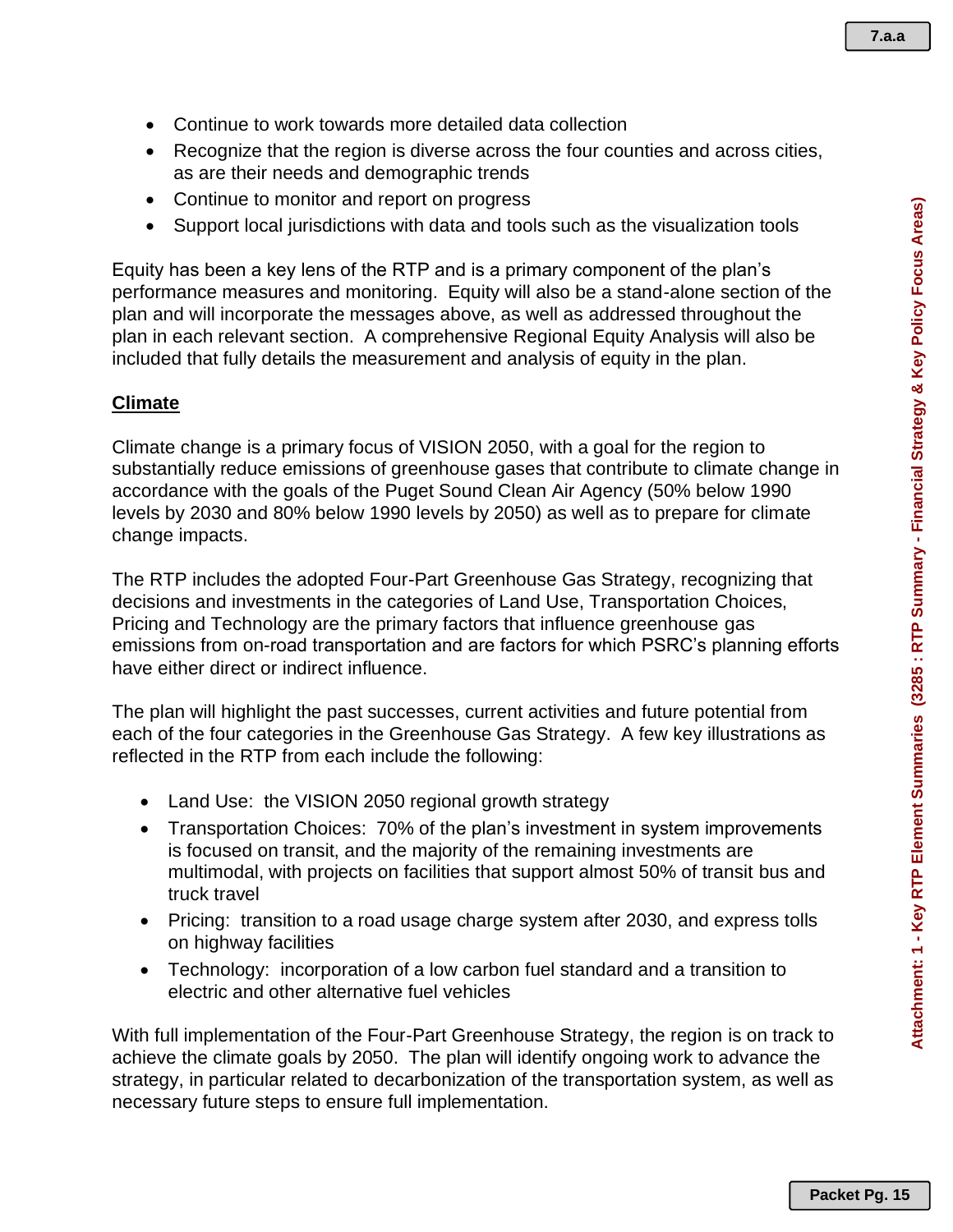- Continue to work towards more detailed data collection
- Recognize that the region is diverse across the four counties and across cities, as are their needs and demographic trends
- Continue to monitor and report on progress
- Support local jurisdictions with data and tools such as the visualization tools

Equity has been a key lens of the RTP and is a primary component of the plan's performance measures and monitoring. Equity will also be a stand-alone section of the plan and will incorporate the messages above, as well as addressed throughout the plan in each relevant section. A comprehensive Regional Equity Analysis will also be included that fully details the measurement and analysis of equity in the plan.

**Climate**

Climate change is a primary focus of VISION 2050, with a goal for the region to substantially reduce emissions of greenhouse gases that contribute to climate change in accordance with the goals of the Puget Sound Clean Air Agency (50% below 1990 levels by 2030 and 80% below 1990 levels by 2050) as well as to prepare for climate change impacts.

The RTP includes the adopted Four-Part Greenhouse Gas Strategy, recognizing that decisions and investments in the categories of Land Use, Transportation Choices, Pricing and Technology are the primary factors that influence greenhouse gas emissions from on-road transportation and are factors for which PSRC's planning efforts have either direct or indirect influence.

The plan will highlight the past successes, current activities and future potential from each of the four categories in the Greenhouse Gas Strategy. A few key illustrations as reflected in the RTP from each include the following:

- Land Use: the VISION 2050 regional growth strategy
- Transportation Choices: 70% of the plan's investment in system improvements is focused on transit, and the majority of the remaining investments are multimodal, with projects on facilities that support almost 50% of transit bus and truck travel
- Pricing: transition to a road usage charge system after 2030, and express tolls on highway facilities
- Technology: incorporation of a low carbon fuel standard and a transition to electric and other alternative fuel vehicles

With full implementation of the Four-Part Greenhouse Strategy, the region is on track to achieve the climate goals by 2050. The plan will identify ongoing work to advance the strategy, in particular related to decarbonization of the transportation system, as well as necessary future steps to ensure full implementation.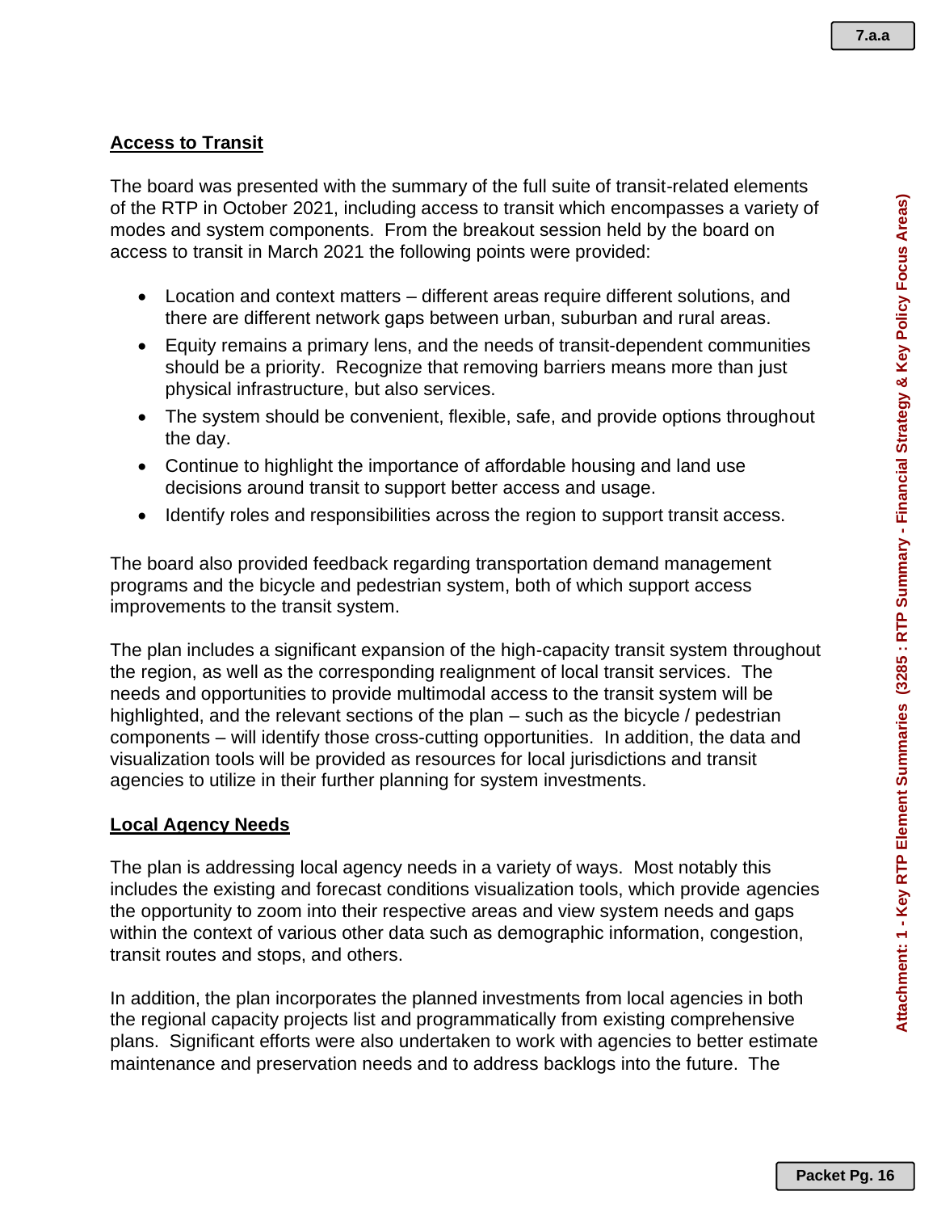## Access to Transit

The board was presented with the summary of the full suite of transit-related elements of the RTP in October 2021, including access to transit which encompasses a variety of modes and system components. From the breakout session held by the board on access to transit in March 2021 the following points were provided:

- Location and context matters – different areas require different solutions, and there are different network gaps between urban, suburban and rural areas.
- Equity remains a primary lens, and the needs of transit-dependent communities should be a priority. Recognize that removing barriers means more than just physical infrastructure, but also services.
- The system should be convenient, flexible, safe, and provide options throughout the day.
- Continue to highlight the importance of affordable housing and land use decisions around transit to support better access and usage.
- Identify roles and responsibilities across the region to support transit access.

The board also provided feedback regarding transportation demand management programs and the bicycle and pedestrian system, both of which support access improvements to the transit system.

The plan includes a significant expansion of the high-capacity transit system throughout the region, as well as the corresponding realignment of local transit services. The needs and opportunities to provide multimodal access to the transit system will be highlighted, and the relevant sections of the plan – such as the bicycle / pedestrian components – will identify those cross-cutting opportunities. In addition, the data and visualization tools will be provided as resources for local jurisdictions and transit agencies to utilize in their further planning for system investments.

## Local Agency Needs

The plan is addressing local agency needs in a variety of ways. Most notably this includes the existing and forecast conditions visualization tools, which provide agencies the opportunity to zoom into their respective areas and view system needs and gaps within the context of various other data such as demographic information, congestion, transit routes and stops, and others.

In addition, the plan incorporates the planned investments from local agencies in both the regional capacity projects list and programmatically from existing comprehensive plans. Significant efforts were also undertaken to work with agencies to better estimate maintenance and preservation needs and to address backlogs into the future. The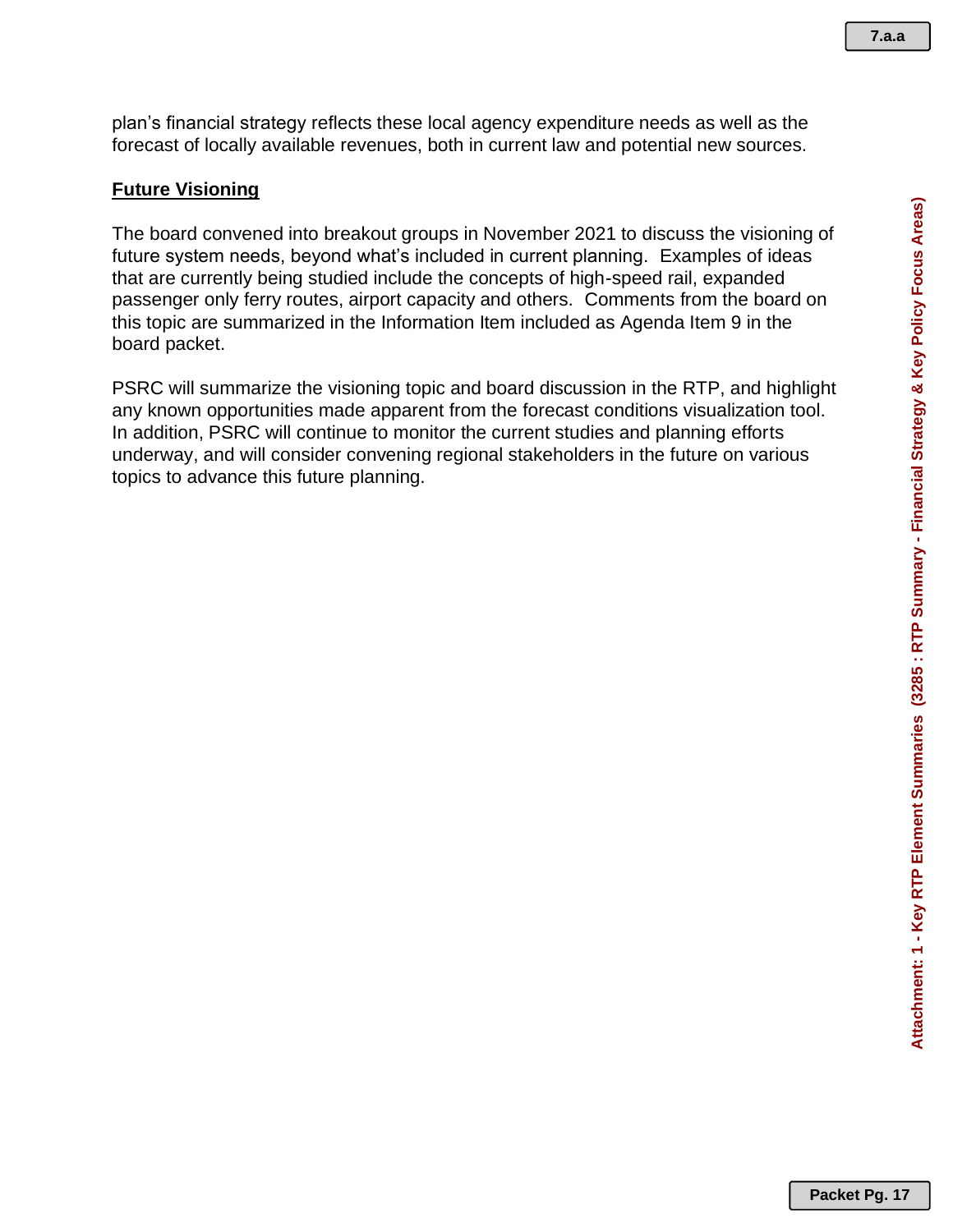plan's financial strategy reflects these local agency expenditure needs as well as the forecast of locally available revenues, both in current law and potential new sources.

## Future Visioning

The board convened into breakout groups in November 2021 to discuss the visioning of future system needs, beyond what's included in current planning. Examples of ideas that are currently being studied include the concepts of high-speed rail, expanded passenger only ferry routes, airport capacity and others. Comments from the board on this topic are summarized in the Information Item included as Agenda Item 9 in the board packet.

PSRC will summarize the visioning topic and board discussion in the RTP, and highlight any known opportunities made apparent from the forecast conditions visualization tool. In addition, PSRC will continue to monitor the current studies and planning efforts underway, and will consider convening regional stakeholders in the future on various topics to advance this future planning.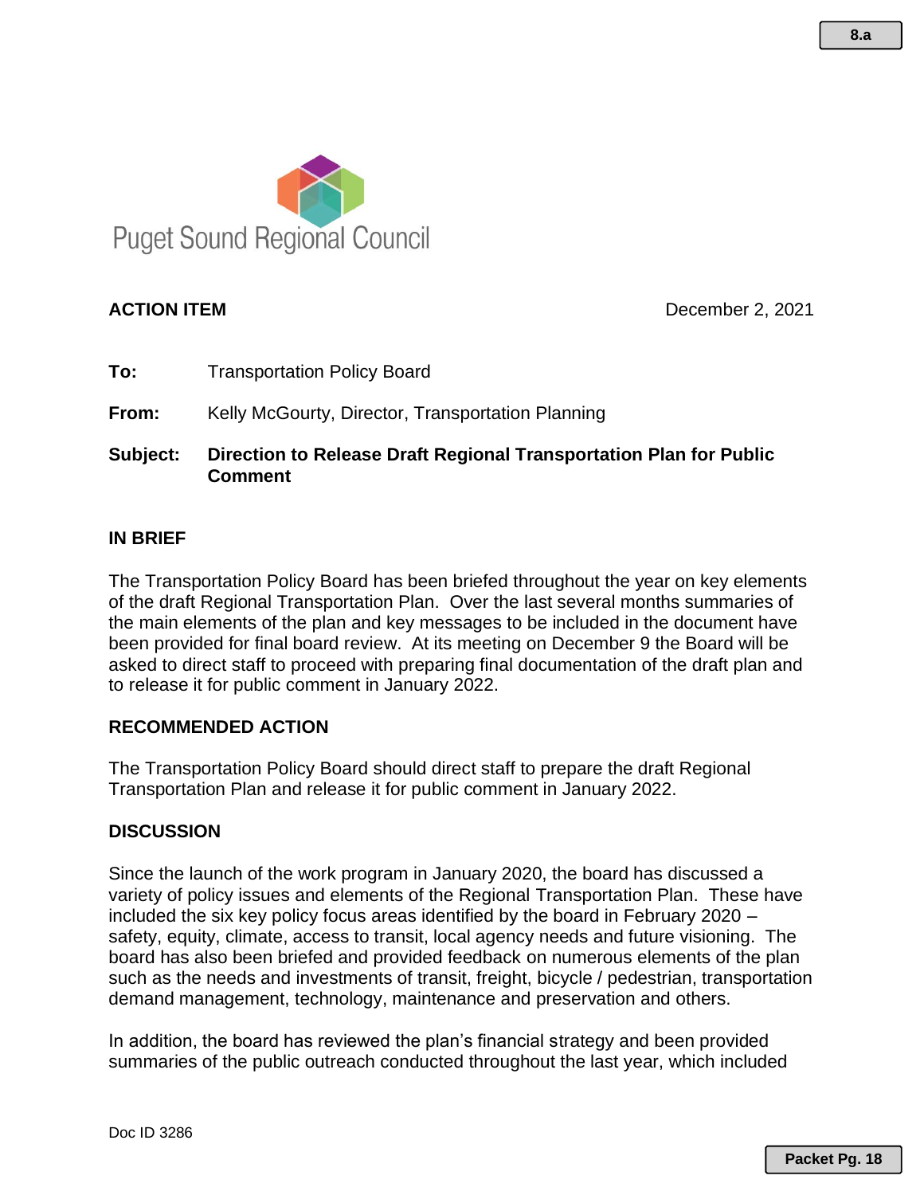Puget Sound Regional Council

**ACTION ITEM** December 2, 2021

**To:** Transportation Policy Board

**From:** Kelly McGourty, Director, Transportation Planning

**Subject:** **Direction to Release Draft Regional Transportation Plan for Public Comment**

## IN BRIEF

The Transportation Policy Board has been briefed throughout the year on key elements of the draft Regional Transportation Plan. Over the last several months summaries of the main elements of the plan and key messages to be included in the document have been provided for final board review. At its meeting on December 9 the Board will be asked to direct staff to proceed with preparing final documentation of the draft plan and to release it for public comment in January 2022.

## RECOMMENDED ACTION

The Transportation Policy Board should direct staff to prepare the draft Regional Transportation Plan and release it for public comment in January 2022.

## DISCUSSION

Since the launch of the work program in January 2020, the board has discussed a variety of policy issues and elements of the Regional Transportation Plan. These have included the six key policy focus areas identified by the board in February 2020 – safety, equity, climate, access to transit, local agency needs and future visioning. The board has also been briefed and provided feedback on numerous elements of the plan such as the needs and investments of transit, freight, bicycle / pedestrian, transportation demand management, technology, maintenance and preservation and others.

In addition, the board has reviewed the plan's financial strategy and been provided summaries of the public outreach conducted throughout the last year, which included

Doc ID 3286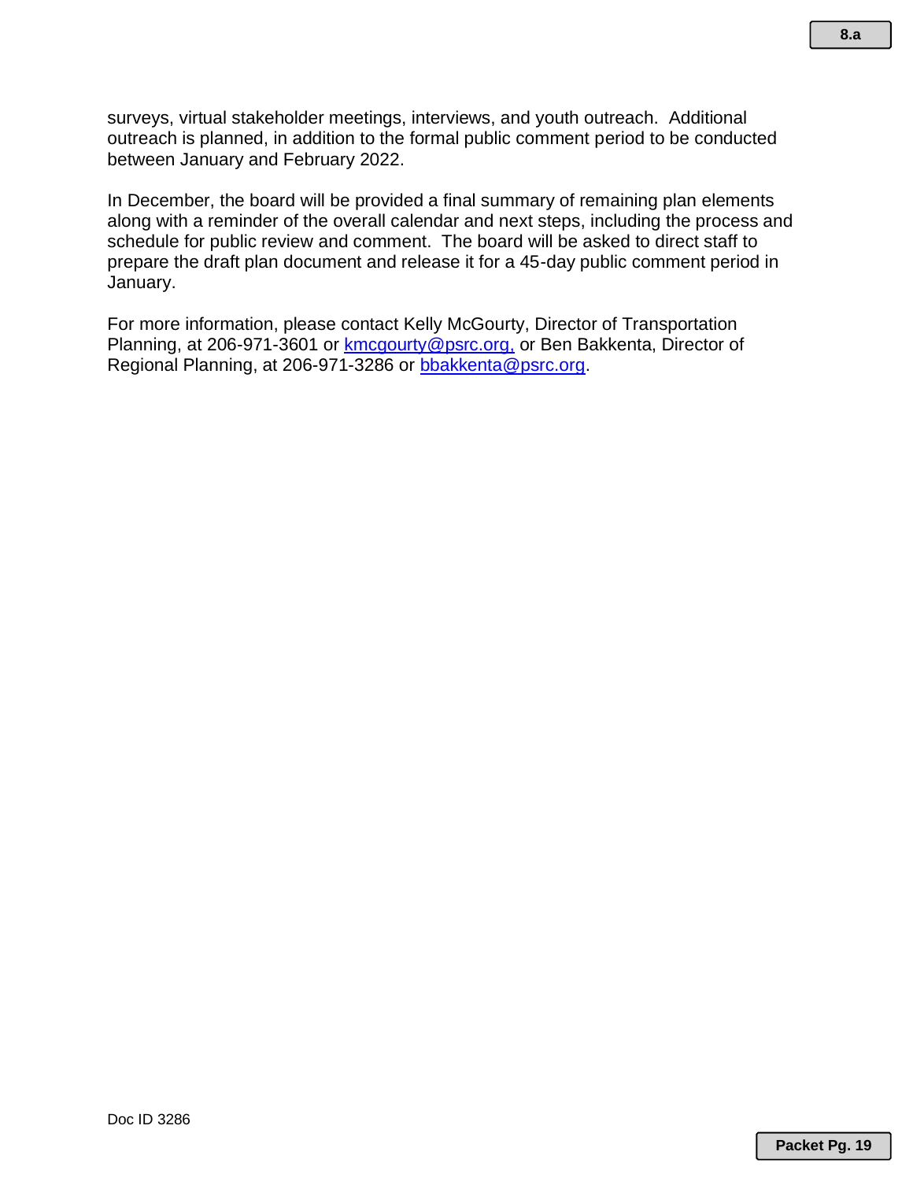surveys, virtual stakeholder meetings, interviews, and youth outreach. Additional outreach is planned, in addition to the formal public comment period to be conducted between January and February 2022.

In December, the board will be provided a final summary of remaining plan elements along with a reminder of the overall calendar and next steps, including the process and schedule for public review and comment. The board will be asked to direct staff to prepare the draft plan document and release it for a 45-day public comment period in January.

For more information, please contact Kelly McGourty, Director of Transportation Planning, at 206-971-3601 or kmcgourty@psrc.org, or Ben Bakkenta, Director of Regional Planning, at 206-971-3286 or bbakkenta@psrc.org.

Doc ID 3286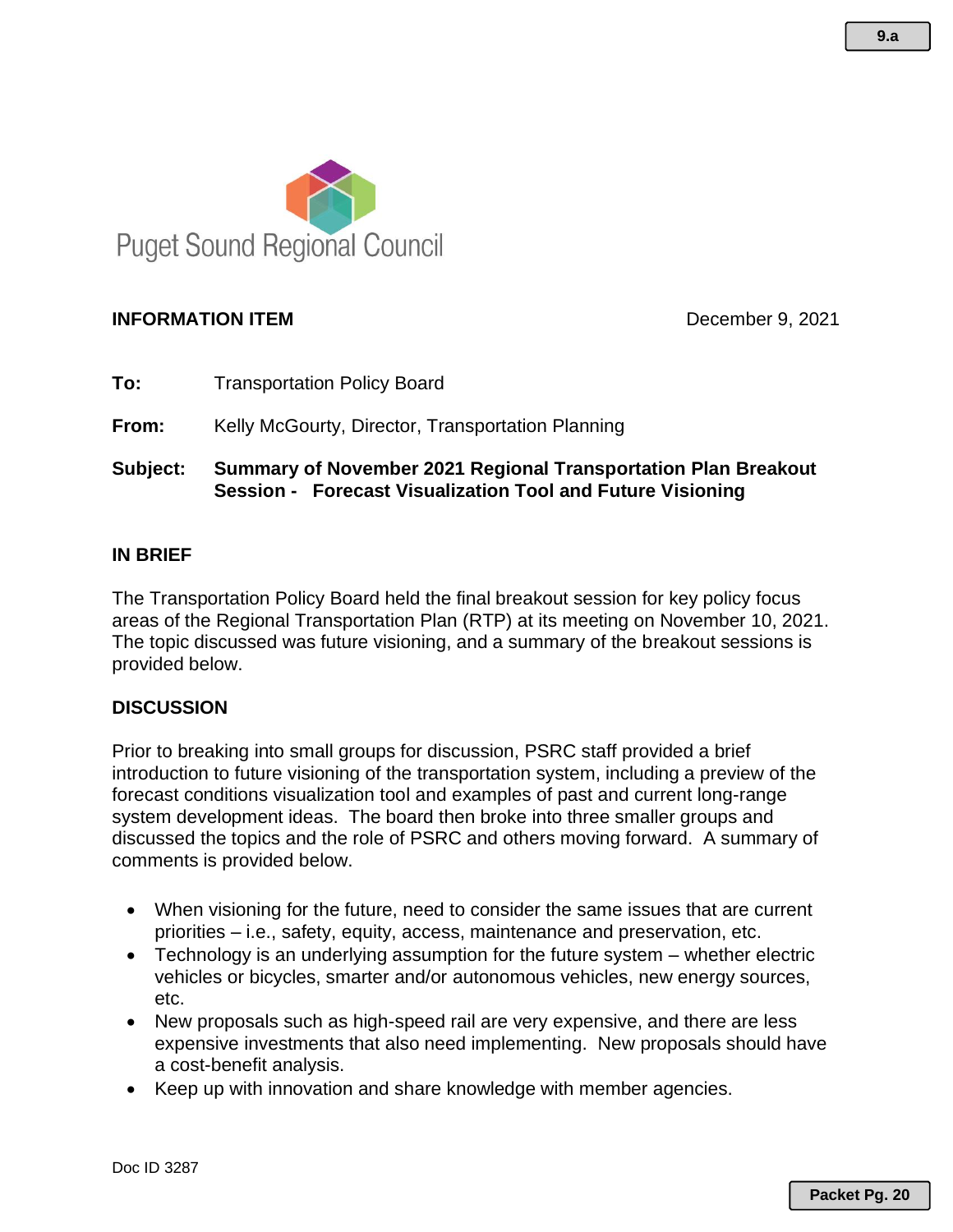Puget Sound Regional Council

**INFORMATION ITEM** December 9, 2021

**To:** Transportation Policy Board

**From:** Kelly McGourty, Director, Transportation Planning

**Subject:** **Summary of November 2021 Regional Transportation Plan Breakout Session - Forecast Visualization Tool and Future Visioning**

## IN BRIEF

The Transportation Policy Board held the final breakout session for key policy focus areas of the Regional Transportation Plan (RTP) at its meeting on November 10, 2021. The topic discussed was future visioning, and a summary of the breakout sessions is provided below.

## DISCUSSION

Prior to breaking into small groups for discussion, PSRC staff provided a brief introduction to future visioning of the transportation system, including a preview of the forecast conditions visualization tool and examples of past and current long-range system development ideas. The board then broke into three smaller groups and discussed the topics and the role of PSRC and others moving forward. A summary of comments is provided below.

- When visioning for the future, need to consider the same issues that are current priorities – i.e., safety, equity, access, maintenance and preservation, etc.
- Technology is an underlying assumption for the future system – whether electric vehicles or bicycles, smarter and/or autonomous vehicles, new energy sources, etc.
- New proposals such as high-speed rail are very expensive, and there are less expensive investments that also need implementing. New proposals should have a cost-benefit analysis.
- Keep up with innovation and share knowledge with member agencies.

Doc ID 3287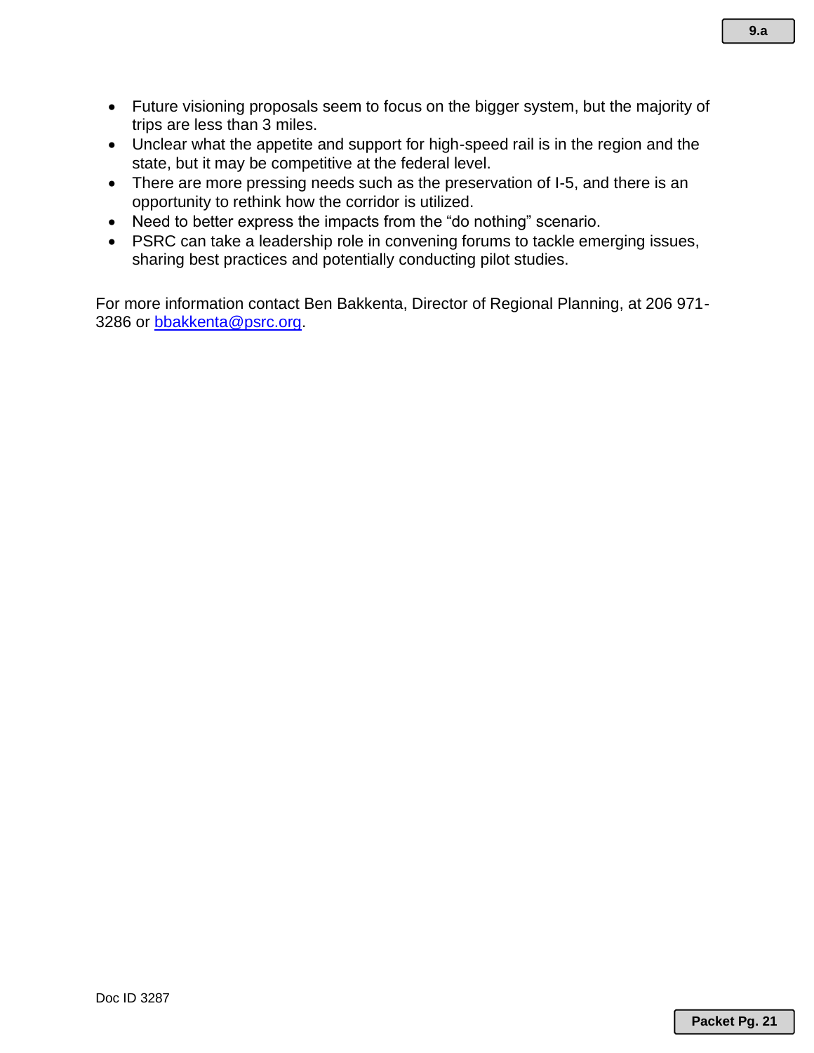- Future visioning proposals seem to focus on the bigger system, but the majority of trips are less than 3 miles.
- Unclear what the appetite and support for high-speed rail is in the region and the state, but it may be competitive at the federal level.
- There are more pressing needs such as the preservation of I-5, and there is an opportunity to rethink how the corridor is utilized.
- Need to better express the impacts from the "do nothing" scenario.
- PSRC can take a leadership role in convening forums to tackle emerging issues, sharing best practices and potentially conducting pilot studies.

For more information contact Ben Bakkenta, Director of Regional Planning, at 206 971-3286 or [bbakkenta@psrc.org](mailto:bbakkenta@psrc.org).

Doc ID 3287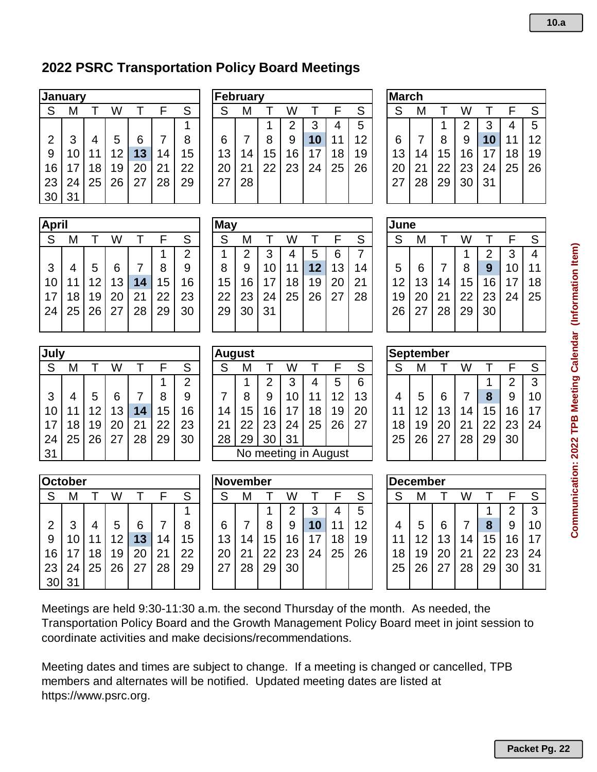# 2022 PSRC Transportation Policy Board Meetings

**January**

| S | M | T | W | T | F | S |
|---|---|---|---|---|---|---|
| | | | | | | 1 |
| 2 | 3 | 4 | 5 | 6 | 7 | 8 |
| 9 | 10 | 11 | 12 | **13** | 14 | 15 |
| 16 | 17 | 18 | 19 | 20 | 21 | 22 |
| 23 | 24 | 25 | 26 | 27 | 28 | 29 |
| 30 | 31 | | | | | |

**February**

| S | M | T | W | T | F | S |
|---|---|---|---|---|---|---|
| | | 1 | 2 | 3 | 4 | 5 |
| 6 | 7 | 8 | 9 | **10** | 11 | 12 |
| 13 | 14 | 15 | 16 | 17 | 18 | 19 |
| 20 | 21 | 22 | 23 | 24 | 25 | 26 |
| 27 | 28 | | | | | |

**March**

| S | M | T | W | T | F | S |
|---|---|---|---|---|---|---|
| | | 1 | 2 | 3 | 4 | 5 |
| 6 | 7 | 8 | 9 | **10** | 11 | 12 |
| 13 | 14 | 15 | 16 | 17 | 18 | 19 |
| 20 | 21 | 22 | 23 | 24 | 25 | 26 |
| 27 | 28 | 29 | 30 | 31 | | |

**April**

| S | M | T | W | T | F | S |
|---|---|---|---|---|---|---|
| | | | | | 1 | 2 |
| 3 | 4 | 5 | 6 | 7 | 8 | 9 |
| 10 | 11 | 12 | 13 | **14** | 15 | 16 |
| 17 | 18 | 19 | 20 | 21 | 22 | 23 |
| 24 | 25 | 26 | 27 | 28 | 29 | 30 |

**May**

| S | M | T | W | T | F | S |
|---|---|---|---|---|---|---|
| 1 | 2 | 3 | 4 | 5 | 6 | 7 |
| 8 | 9 | 10 | 11 | **12** | 13 | 14 |
| 15 | 16 | 17 | 18 | 19 | 20 | 21 |
| 22 | 23 | 24 | 25 | 26 | 27 | 28 |
| 29 | 30 | 31 | | | | |

**June**

| S | M | T | W | T | F | S |
|---|---|---|---|---|---|---|
| | | | 1 | 2 | 3 | 4 |
| 5 | 6 | 7 | 8 | **9** | 10 | 11 |
| 12 | 13 | 14 | 15 | 16 | 17 | 18 |
| 19 | 20 | 21 | 22 | 23 | 24 | 25 |
| 26 | 27 | 28 | 29 | 30 | | |

**July**

| S | M | T | W | T | F | S |
|---|---|---|---|---|---|---|
| | | | | | 1 | 2 |
| 3 | 4 | 5 | 6 | 7 | 8 | 9 |
| 10 | 11 | 12 | 13 | **14** | 15 | 16 |
| 17 | 18 | 19 | 20 | 21 | 22 | 23 |
| 24 | 25 | 26 | 27 | 28 | 29 | 30 |
| 31 | | | | | | |

**August**

| S | M | T | W | T | F | S |
|---|---|---|---|---|---|---|
| | 1 | 2 | 3 | 4 | 5 | 6 |
| 7 | 8 | 9 | 10 | 11 | 12 | 13 |
| 14 | 15 | 16 | 17 | 18 | 19 | 20 |
| 21 | 22 | 23 | 24 | 25 | 26 | 27 |
| 28 | 29 | 30 | 31 | | | |
| No meeting in August | | | | | | |

**September**

| S | M | T | W | T | F | S |
|---|---|---|---|---|---|---|
| | | | | 1 | 2 | 3 |
| 4 | 5 | 6 | 7 | **8** | 9 | 10 |
| 11 | 12 | 13 | 14 | 15 | 16 | 17 |
| 18 | 19 | 20 | 21 | 22 | 23 | 24 |
| 25 | 26 | 27 | 28 | 29 | 30 | |

**October**

| S | M | T | W | T | F | S |
|---|---|---|---|---|---|---|
| | | | | | | 1 |
| 2 | 3 | 4 | 5 | 6 | 7 | 8 |
| 9 | 10 | 11 | 12 | **13** | 14 | 15 |
| 16 | 17 | 18 | 19 | 20 | 21 | 22 |
| 23 | 24 | 25 | 26 | 27 | 28 | 29 |
| 30 | 31 | | | | | |

**November**

| S | M | T | W | T | F | S |
|---|---|---|---|---|---|---|
| | | 1 | 2 | 3 | 4 | 5 |
| 6 | 7 | 8 | 9 | **10** | 11 | 12 |
| 13 | 14 | 15 | 16 | 17 | 18 | 19 |
| 20 | 21 | 22 | 23 | 24 | 25 | 26 |
| 27 | 28 | 29 | 30 | | | |

**December**

| S | M | T | W | T | F | S |
|---|---|---|---|---|---|---|
| | | | | 1 | 2 | 3 |
| 4 | 5 | 6 | 7 | **8** | 9 | 10 |
| 11 | 12 | 13 | 14 | 15 | 16 | 17 |
| 18 | 19 | 20 | 21 | 22 | 23 | 24 |
| 25 | 26 | 27 | 28 | 29 | 30 | 31 |

Meetings are held 9:30-11:30 a.m. the second Thursday of the month. As needed, the Transportation Policy Board and the Growth Management Policy Board meet in joint session to coordinate activities and make decisions/recommendations.

Meeting dates and times are subject to change. If a meeting is changed or cancelled, TPB members and alternates will be notified. Updated meeting dates are listed at https://www.psrc.org.